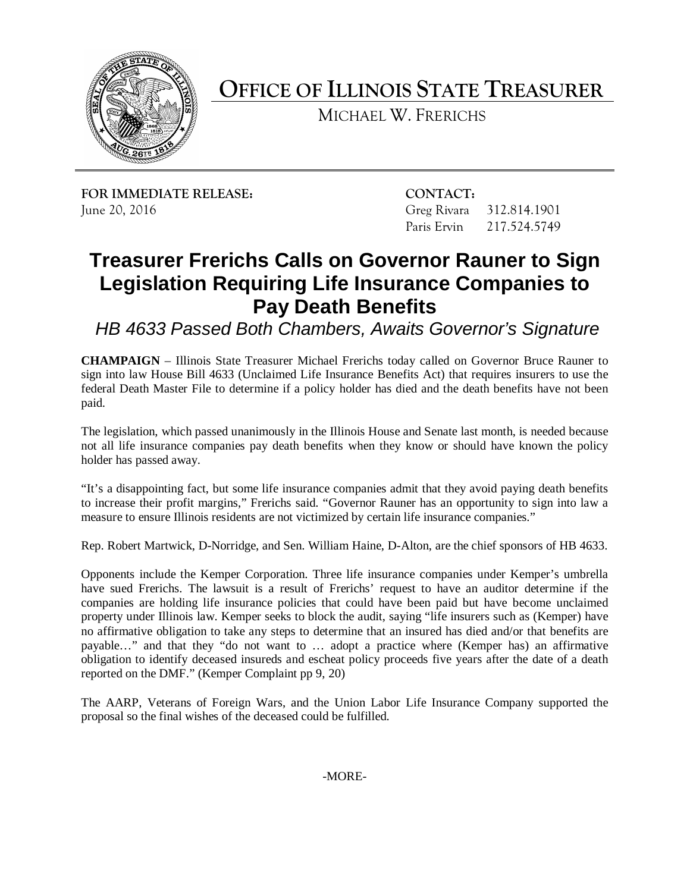# OFFICE OF ILLINOIS STATE TREASURER

MICHAEL W. FRERICHS

**FOR IMMEDIATE RELEASE:**
June 20, 2016

**CONTACT:**
Greg Rivara 312.814.1901
Paris Ervin 217.524.5749

## Treasurer Frerichs Calls on Governor Rauner to Sign Legislation Requiring Life Insurance Companies to Pay Death Benefits

*HB 4633 Passed Both Chambers, Awaits Governor's Signature*

**CHAMPAIGN** – Illinois State Treasurer Michael Frerichs today called on Governor Bruce Rauner to sign into law House Bill 4633 (Unclaimed Life Insurance Benefits Act) that requires insurers to use the federal Death Master File to determine if a policy holder has died and the death benefits have not been paid.

The legislation, which passed unanimously in the Illinois House and Senate last month, is needed because not all life insurance companies pay death benefits when they know or should have known the policy holder has passed away.

"It's a disappointing fact, but some life insurance companies admit that they avoid paying death benefits to increase their profit margins," Frerichs said. "Governor Rauner has an opportunity to sign into law a measure to ensure Illinois residents are not victimized by certain life insurance companies."

Rep. Robert Martwick, D-Norridge, and Sen. William Haine, D-Alton, are the chief sponsors of HB 4633.

Opponents include the Kemper Corporation. Three life insurance companies under Kemper's umbrella have sued Frerichs. The lawsuit is a result of Frerichs' request to have an auditor determine if the companies are holding life insurance policies that could have been paid but have become unclaimed property under Illinois law. Kemper seeks to block the audit, saying "life insurers such as (Kemper) have no affirmative obligation to take any steps to determine that an insured has died and/or that benefits are payable…" and that they "do not want to … adopt a practice where (Kemper has) an affirmative obligation to identify deceased insureds and escheat policy proceeds five years after the date of a death reported on the DMF." (Kemper Complaint pp 9, 20)

The AARP, Veterans of Foreign Wars, and the Union Labor Life Insurance Company supported the proposal so the final wishes of the deceased could be fulfilled.

-MORE-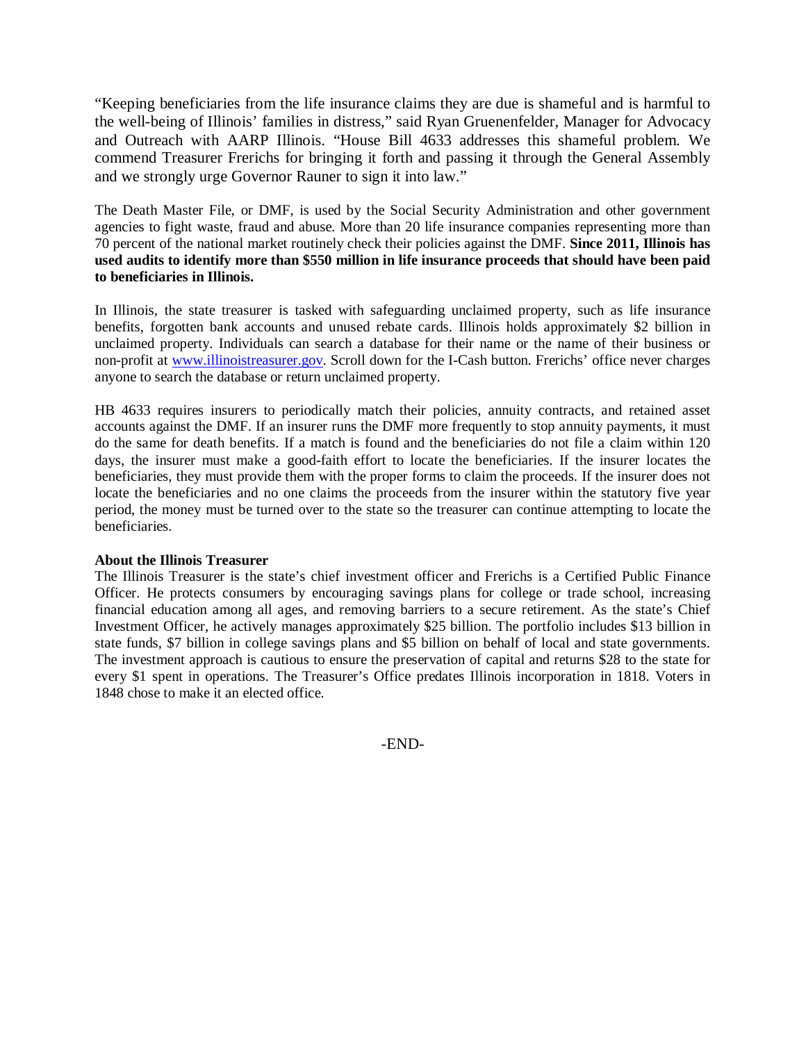"Keeping beneficiaries from the life insurance claims they are due is shameful and is harmful to the well-being of Illinois' families in distress," said Ryan Gruenenfelder, Manager for Advocacy and Outreach with AARP Illinois. "House Bill 4633 addresses this shameful problem. We commend Treasurer Frerichs for bringing it forth and passing it through the General Assembly and we strongly urge Governor Rauner to sign it into law."

The Death Master File, or DMF, is used by the Social Security Administration and other government agencies to fight waste, fraud and abuse. More than 20 life insurance companies representing more than 70 percent of the national market routinely check their policies against the DMF. **Since 2011, Illinois has used audits to identify more than $550 million in life insurance proceeds that should have been paid to beneficiaries in Illinois.**

In Illinois, the state treasurer is tasked with safeguarding unclaimed property, such as life insurance benefits, forgotten bank accounts and unused rebate cards. Illinois holds approximately $2 billion in unclaimed property. Individuals can search a database for their name or the name of their business or non-profit at [www.illinoistreasurer.gov](http://www.illinoistreasurer.gov). Scroll down for the I-Cash button. Frerichs' office never charges anyone to search the database or return unclaimed property.

HB 4633 requires insurers to periodically match their policies, annuity contracts, and retained asset accounts against the DMF. If an insurer runs the DMF more frequently to stop annuity payments, it must do the same for death benefits. If a match is found and the beneficiaries do not file a claim within 120 days, the insurer must make a good-faith effort to locate the beneficiaries. If the insurer locates the beneficiaries, they must provide them with the proper forms to claim the proceeds. If the insurer does not locate the beneficiaries and no one claims the proceeds from the insurer within the statutory five year period, the money must be turned over to the state so the treasurer can continue attempting to locate the beneficiaries.

**About the Illinois Treasurer**

The Illinois Treasurer is the state's chief investment officer and Frerichs is a Certified Public Finance Officer. He protects consumers by encouraging savings plans for college or trade school, increasing financial education among all ages, and removing barriers to a secure retirement. As the state's Chief Investment Officer, he actively manages approximately $25 billion. The portfolio includes $13 billion in state funds, $7 billion in college savings plans and $5 billion on behalf of local and state governments. The investment approach is cautious to ensure the preservation of capital and returns $28 to the state for every $1 spent in operations. The Treasurer's Office predates Illinois incorporation in 1818. Voters in 1848 chose to make it an elected office.

-END-